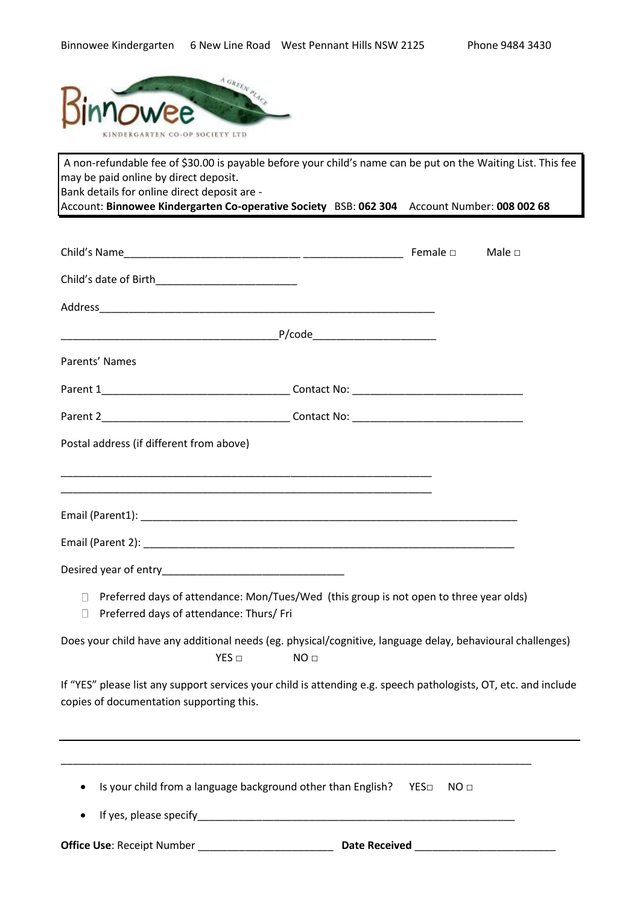Binnowee Kindergarten 6 New Line Road West Pennant Hills NSW 2125 Phone 9484 3430

Binnowee
KINDERGARTEN CO-OP SOCIETY LTD

A non-refundable fee of $30.00 is payable before your child's name can be put on the Waiting List. This fee may be paid online by direct deposit.
Bank details for online direct deposit are -
Account: **Binnowee Kindergarten Co-operative Society** BSB: **062 304** Account Number: **008 002 68**

Child's Name_____________________________ _________________ Female □ Male □

Child's date of Birth________________________

Address_______________________________________________________

____________________________________P/code____________________

Parents' Names

Parent 1_______________________________ Contact No: ____________________________

Parent 2_______________________________ Contact No: ____________________________

Postal address (if different from above)

_______________________________________________________________

_______________________________________________________________

Email (Parent1): _______________________________________________________________

Email (Parent 2): ______________________________________________________________

Desired year of entry______________________________

- □ Preferred days of attendance: Mon/Tues/Wed (this group is not open to three year olds)
- □ Preferred days of attendance: Thurs/ Fri

Does your child have any additional needs (eg. physical/cognitive, language delay, behavioural challenges)
YES □ NO □

If "YES" please list any support services your child is attending e.g. speech pathologists, OT, etc. and include copies of documentation supporting this.

_______________________________________________________________________________

_______________________________________________________________________________

- Is your child from a language background other than English? YES□ NO □
- If yes, please specify________________________________________________________

**Office Use**: Receipt Number ______________________ **Date Received** _______________________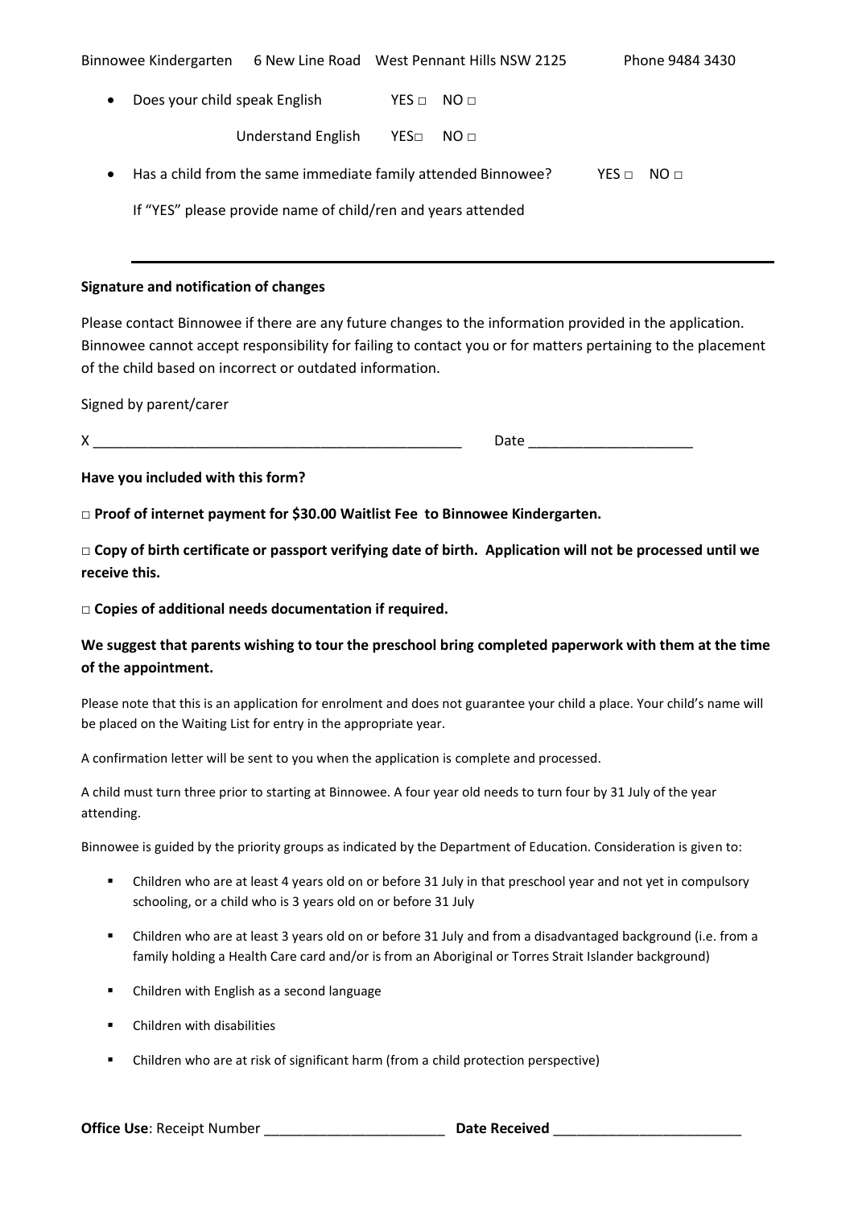Binnowee Kindergarten 6 New Line Road West Pennant Hills NSW 2125 Phone 9484 3430

- Does your child speak English YES □ NO □

  Understand English YES□ NO □

- Has a child from the same immediate family attended Binnowee? YES □ NO □

  If "YES" please provide name of child/ren and years attended

---

**Signature and notification of changes**

Please contact Binnowee if there are any future changes to the information provided in the application. Binnowee cannot accept responsibility for failing to contact you or for matters pertaining to the placement of the child based on incorrect or outdated information.

Signed by parent/carer

X _______________________________________________ Date ____________________

**Have you included with this form?**

**□ Proof of internet payment for $30.00 Waitlist Fee to Binnowee Kindergarten.**

**□ Copy of birth certificate or passport verifying date of birth. Application will not be processed until we receive this.**

**□ Copies of additional needs documentation if required.**

**We suggest that parents wishing to tour the preschool bring completed paperwork with them at the time of the appointment.**

Please note that this is an application for enrolment and does not guarantee your child a place. Your child's name will be placed on the Waiting List for entry in the appropriate year.

A confirmation letter will be sent to you when the application is complete and processed.

A child must turn three prior to starting at Binnowee. A four year old needs to turn four by 31 July of the year attending.

Binnowee is guided by the priority groups as indicated by the Department of Education. Consideration is given to:

- Children who are at least 4 years old on or before 31 July in that preschool year and not yet in compulsory schooling, or a child who is 3 years old on or before 31 July
- Children who are at least 3 years old on or before 31 July and from a disadvantaged background (i.e. from a family holding a Health Care card and/or is from an Aboriginal or Torres Strait Islander background)
- Children with English as a second language
- Children with disabilities
- Children who are at risk of significant harm (from a child protection perspective)

**Office Use**: Receipt Number ______________________ **Date Received** _______________________